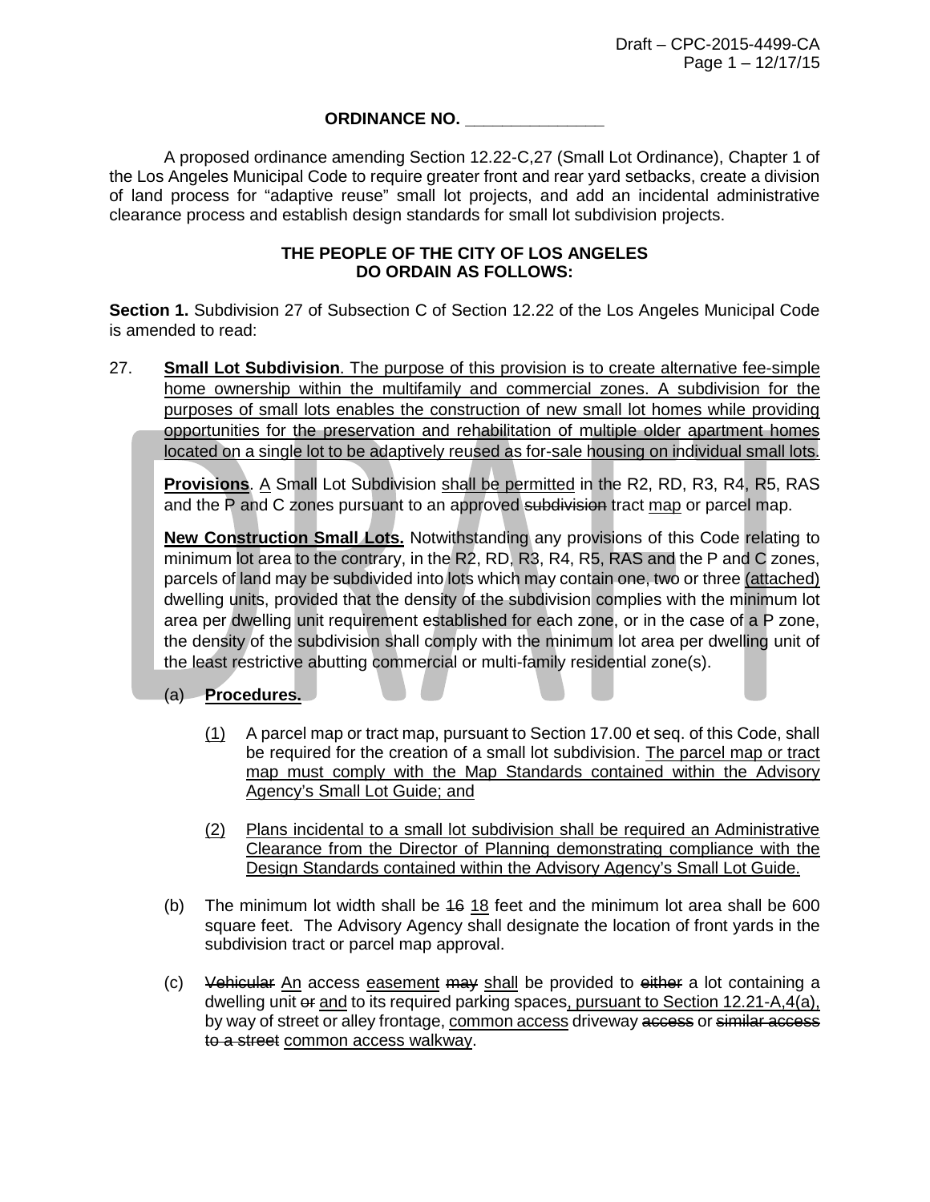**ORDINANCE NO. _______________**

A proposed ordinance amending Section 12.22-C,27 (Small Lot Ordinance), Chapter 1 of the Los Angeles Municipal Code to require greater front and rear yard setbacks, create a division of land process for "adaptive reuse" small lot projects, and add an incidental administrative clearance process and establish design standards for small lot subdivision projects.

**THE PEOPLE OF THE CITY OF LOS ANGELES DO ORDAIN AS FOLLOWS:**

**Section 1.** Subdivision 27 of Subsection C of Section 12.22 of the Los Angeles Municipal Code is amended to read:

27. **Small Lot Subdivision**. The purpose of this provision is to create alternative fee-simple home ownership within the multifamily and commercial zones. A subdivision for the purposes of small lots enables the construction of new small lot homes while providing opportunities for the preservation and rehabilitation of multiple older apartment homes located on a single lot to be adaptively reused as for-sale housing on individual small lots.

**Provisions**. A Small Lot Subdivision shall be permitted in the R2, RD, R3, R4, R5, RAS and the P and C zones pursuant to an approved ~~subdivision~~ tract map or parcel map.

**New Construction Small Lots.** Notwithstanding any provisions of this Code relating to minimum lot area to the contrary, in the R2, RD, R3, R4, R5, RAS and the P and C zones, parcels of land may be subdivided into lots which may contain one, two or three (attached) dwelling units, provided that the density of the subdivision complies with the minimum lot area per dwelling unit requirement established for each zone, or in the case of a P zone, the density of the subdivision shall comply with the minimum lot area per dwelling unit of the least restrictive abutting commercial or multi-family residential zone(s).

(a) **Procedures.**

(1) A parcel map or tract map, pursuant to Section 17.00 et seq. of this Code, shall be required for the creation of a small lot subdivision. The parcel map or tract map must comply with the Map Standards contained within the Advisory Agency's Small Lot Guide; and

(2) Plans incidental to a small lot subdivision shall be required an Administrative Clearance from the Director of Planning demonstrating compliance with the Design Standards contained within the Advisory Agency's Small Lot Guide.

(b) The minimum lot width shall be ~~16~~ 18 feet and the minimum lot area shall be 600 square feet. The Advisory Agency shall designate the location of front yards in the subdivision tract or parcel map approval.

(c) ~~Vehicular~~ An access easement ~~may~~ shall be provided to ~~either~~ a lot containing a dwelling unit ~~or~~ and to its required parking spaces, pursuant to Section 12.21-A,4(a), by way of street or alley frontage, common access driveway ~~access~~ or ~~similar access to a street~~ common access walkway.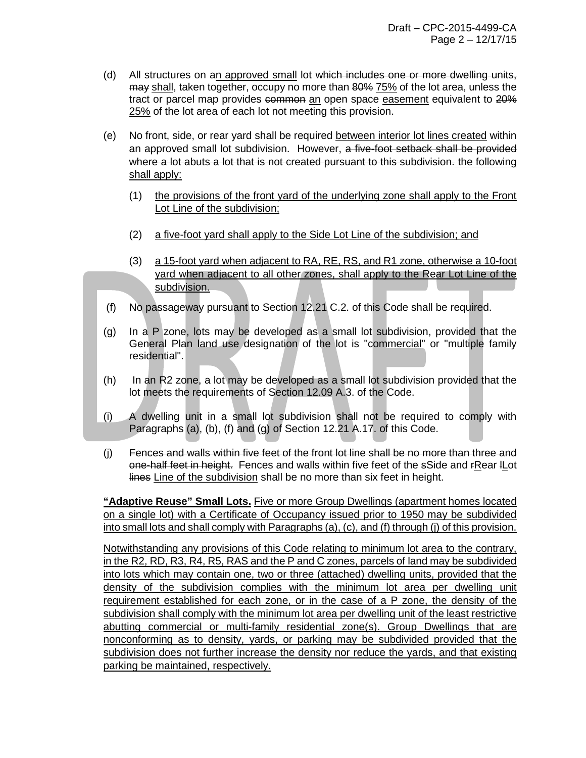(d) All structures on an approved small lot ~~which includes one or more dwelling units, may~~ shall, taken together, occupy no more than ~~80%~~ 75% of the lot area, unless the tract or parcel map provides ~~common~~ an open space easement equivalent to ~~20%~~ 25% of the lot area of each lot not meeting this provision.

(e) No front, side, or rear yard shall be required between interior lot lines created within an approved small lot subdivision. However, ~~a five-foot setback shall be provided where a lot abuts a lot that is not created pursuant to this subdivision.~~ the following shall apply:

(1) the provisions of the front yard of the underlying zone shall apply to the Front Lot Line of the subdivision;

(2) a five-foot yard shall apply to the Side Lot Line of the subdivision; and

(3) a 15-foot yard when adjacent to RA, RE, RS, and R1 zone, otherwise a 10-foot yard when adjacent to all other zones, shall apply to the Rear Lot Line of the subdivision.

(f) No passageway pursuant to Section 12.21 C.2. of this Code shall be required.

(g) In a P zone, lots may be developed as a small lot subdivision, provided that the General Plan land use designation of the lot is "commercial" or "multiple family residential".

(h) In an R2 zone, a lot may be developed as a small lot subdivision provided that the lot meets the requirements of Section 12.09 A.3. of the Code.

(i) A dwelling unit in a small lot subdivision shall not be required to comply with Paragraphs (a), (b), (f) and (g) of Section 12.21 A.17. of this Code.

(j) ~~Fences and walls within five feet of the front lot line shall be no more than three and one-half feet in height.~~ Fences and walls within five feet of the ~~s~~Side and ~~r~~Rear ~~l~~Lot ~~lines~~ Line of the subdivision shall be no more than six feet in height.

**"Adaptive Reuse" Small Lots.** Five or more Group Dwellings (apartment homes located on a single lot) with a Certificate of Occupancy issued prior to 1950 may be subdivided into small lots and shall comply with Paragraphs (a), (c), and (f) through (j) of this provision.

Notwithstanding any provisions of this Code relating to minimum lot area to the contrary, in the R2, RD, R3, R4, R5, RAS and the P and C zones, parcels of land may be subdivided into lots which may contain one, two or three (attached) dwelling units, provided that the density of the subdivision complies with the minimum lot area per dwelling unit requirement established for each zone, or in the case of a P zone, the density of the subdivision shall comply with the minimum lot area per dwelling unit of the least restrictive abutting commercial or multi-family residential zone(s). Group Dwellings that are nonconforming as to density, yards, or parking may be subdivided provided that the subdivision does not further increase the density nor reduce the yards, and that existing parking be maintained, respectively.